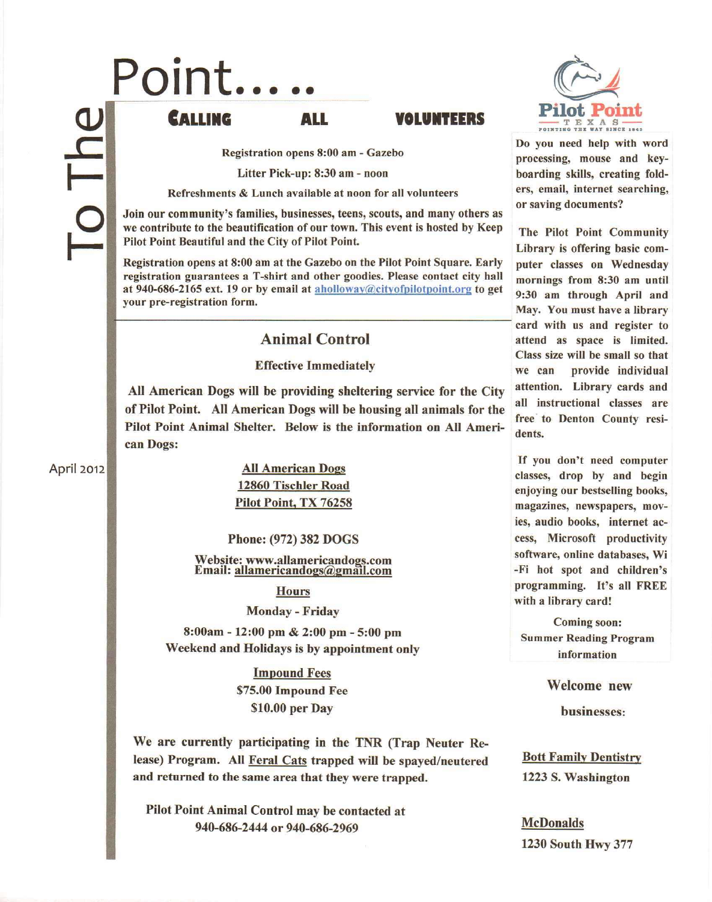# To The Point.....

April 2012

## CALLING ALL VOLUNTEERS

**Registration opens 8:00 am - Gazebo**

**Litter Pick-up: 8:30 am - noon**

**Refreshments & Lunch available at noon for all volunteers**

**Join our community's families, businesses, teens, scouts, and many others as we contribute to the beautification of our town. This event is hosted by Keep Pilot Point Beautiful and the City of Pilot Point.**

**Registration opens at 8:00 am at the Gazebo on the Pilot Point Square. Early registration guarantees a T-shirt and other goodies. Please contact city hall at 940-686-2165 ext. 19 or by email at aholloway@cityofpilotpoint.org to get your pre-registration form.**

## Animal Control

**Effective Immediately**

**All American Dogs will be providing sheltering service for the City of Pilot Point. All American Dogs will be housing all animals for the Pilot Point Animal Shelter. Below is the information on All American Dogs:**

**All American Dogs**
**12860 Tischler Road**
**Pilot Point, TX 76258**

**Phone: (972) 382 DOGS**

**Website: www.allamericandogs.com**
**Email: allamericandogs@gmail.com**

**Hours**

**Monday - Friday**

**8:00am - 12:00 pm & 2:00 pm - 5:00 pm**
**Weekend and Holidays is by appointment only**

**Impound Fees**
**$75.00 Impound Fee**
**$10.00 per Day**

**We are currently participating in the TNR (Trap Neuter Release) Program. All Feral Cats trapped will be spayed/neutered and returned to the same area that they were trapped.**

**Pilot Point Animal Control may be contacted at 940-686-2444 or 940-686-2969**

Pilot Point TEXAS — POINTING THE WAY SINCE 1843

**Do you need help with word processing, mouse and keyboarding skills, creating folders, email, internet searching, or saving documents?**

**The Pilot Point Community Library is offering basic computer classes on Wednesday mornings from 8:30 am until 9:30 am through April and May. You must have a library card with us and register to attend as space is limited. Class size will be small so that we can provide individual attention. Library cards and all instructional classes are free to Denton County residents.**

**If you don't need computer classes, drop by and begin enjoying our bestselling books, magazines, newspapers, movies, audio books, internet access, Microsoft productivity software, online databases, Wi-Fi hot spot and children's programming. It's all FREE with a library card!**

**Coming soon:**
**Summer Reading Program information**

### Welcome new businesses:

**Bott Family Dentistry**
**1223 S. Washington**

**McDonalds**
**1230 South Hwy 377**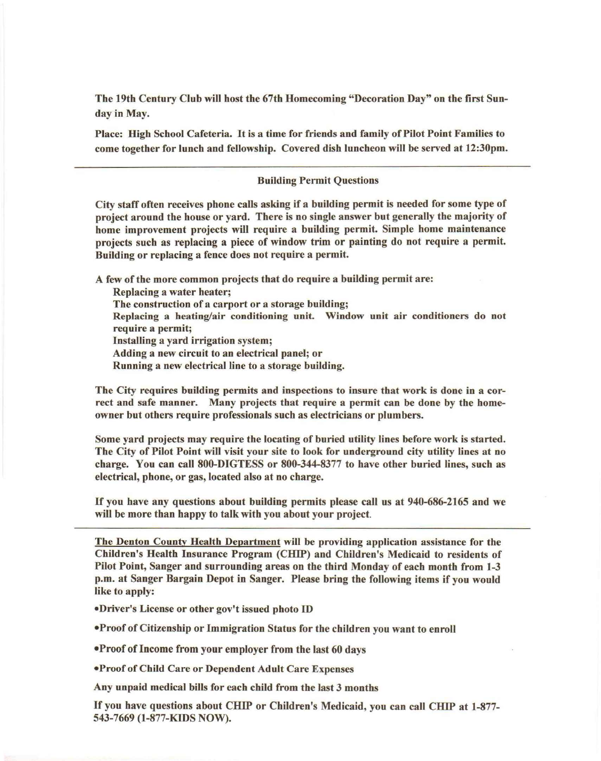**The 19th Century Club will host the 67th Homecoming "Decoration Day" on the first Sunday in May.**

**Place: High School Cafeteria. It is a time for friends and family of Pilot Point Families to come together for lunch and fellowship. Covered dish luncheon will be served at 12:30pm.**

---

### Building Permit Questions

**City staff often receives phone calls asking if a building permit is needed for some type of project around the house or yard. There is no single answer but generally the majority of home improvement projects will require a building permit. Simple home maintenance projects such as replacing a piece of window trim or painting do not require a permit. Building or replacing a fence does not require a permit.**

**A few of the more common projects that do require a building permit are:**

- **Replacing a water heater;**
- **The construction of a carport or a storage building;**
- **Replacing a heating/air conditioning unit. Window unit air conditioners do not require a permit;**
- **Installing a yard irrigation system;**
- **Adding a new circuit to an electrical panel; or**
- **Running a new electrical line to a storage building.**

**The City requires building permits and inspections to insure that work is done in a correct and safe manner. Many projects that require a permit can be done by the homeowner but others require professionals such as electricians or plumbers.**

**Some yard projects may require the locating of buried utility lines before work is started. The City of Pilot Point will visit your site to look for underground city utility lines at no charge. You can call 800-DIGTESS or 800-344-8377 to have other buried lines, such as electrical, phone, or gas, located also at no charge.**

**If you have any questions about building permits please call us at 940-686-2165 and we will be more than happy to talk with you about your project.**

---

**The Denton County Health Department will be providing application assistance for the Children's Health Insurance Program (CHIP) and Children's Medicaid to residents of Pilot Point, Sanger and surrounding areas on the third Monday of each month from 1-3 p.m. at Sanger Bargain Depot in Sanger. Please bring the following items if you would like to apply:**

- **Driver's License or other gov't issued photo ID**
- **Proof of Citizenship or Immigration Status for the children you want to enroll**
- **Proof of Income from your employer from the last 60 days**
- **Proof of Child Care or Dependent Adult Care Expenses**

**Any unpaid medical bills for each child from the last 3 months**

**If you have questions about CHIP or Children's Medicaid, you can call CHIP at 1-877-543-7669 (1-877-KIDS NOW).**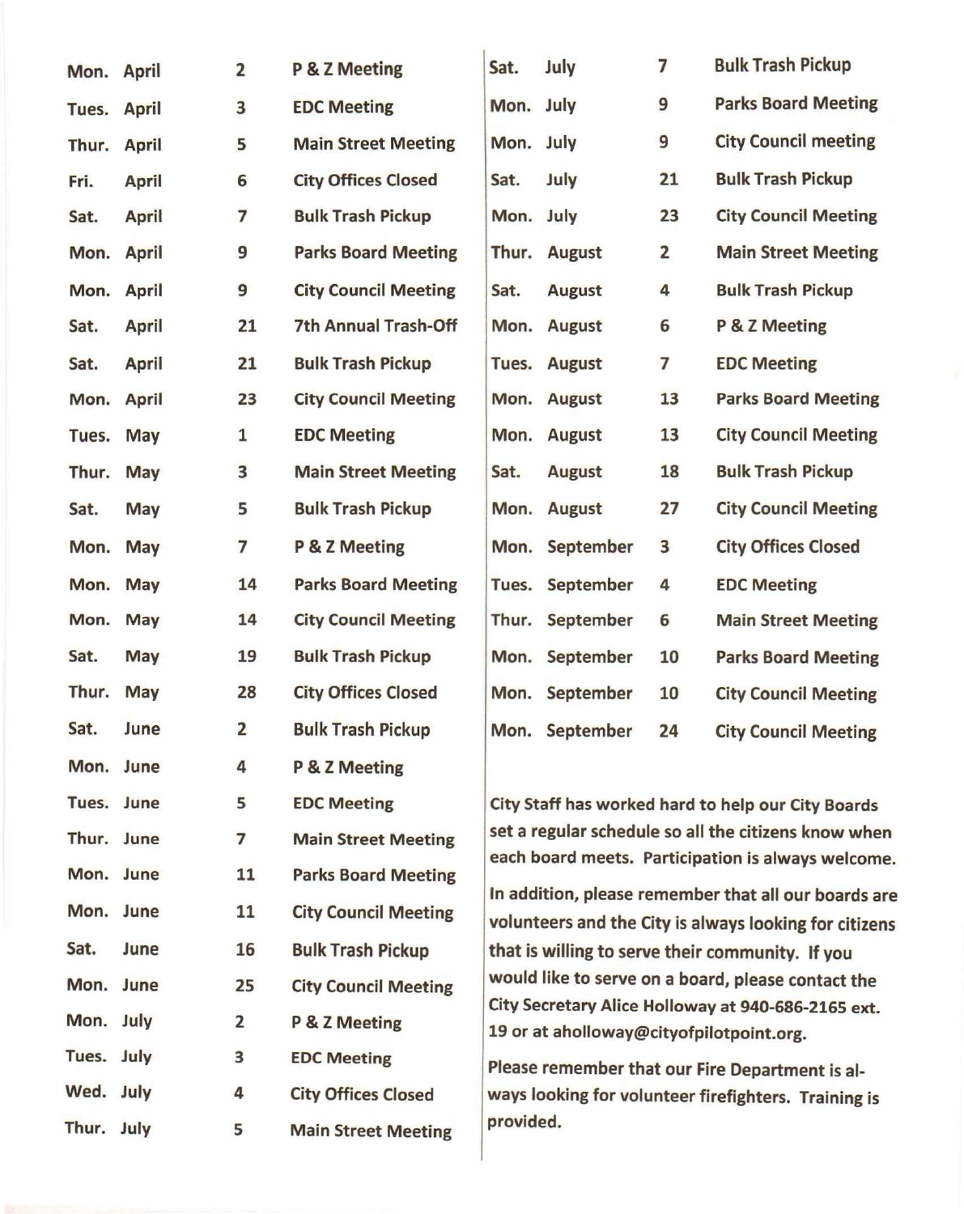| | | | |
|---|---|---|---|
| Mon. | April | 2 | P & Z Meeting |
| Tues. | April | 3 | EDC Meeting |
| Thur. | April | 5 | Main Street Meeting |
| Fri. | April | 6 | City Offices Closed |
| Sat. | April | 7 | Bulk Trash Pickup |
| Mon. | April | 9 | Parks Board Meeting |
| Mon. | April | 9 | City Council Meeting |
| Sat. | April | 21 | 7th Annual Trash-Off |
| Sat. | April | 21 | Bulk Trash Pickup |
| Mon. | April | 23 | City Council Meeting |
| Tues. | May | 1 | EDC Meeting |
| Thur. | May | 3 | Main Street Meeting |
| Sat. | May | 5 | Bulk Trash Pickup |
| Mon. | May | 7 | P & Z Meeting |
| Mon. | May | 14 | Parks Board Meeting |
| Mon. | May | 14 | City Council Meeting |
| Sat. | May | 19 | Bulk Trash Pickup |
| Thur. | May | 28 | City Offices Closed |
| Sat. | June | 2 | Bulk Trash Pickup |
| Mon. | June | 4 | P & Z Meeting |
| Tues. | June | 5 | EDC Meeting |
| Thur. | June | 7 | Main Street Meeting |
| Mon. | June | 11 | Parks Board Meeting |
| Mon. | June | 11 | City Council Meeting |
| Sat. | June | 16 | Bulk Trash Pickup |
| Mon. | June | 25 | City Council Meeting |
| Mon. | July | 2 | P & Z Meeting |
| Tues. | July | 3 | EDC Meeting |
| Wed. | July | 4 | City Offices Closed |
| Thur. | July | 5 | Main Street Meeting |
| Sat. | July | 7 | Bulk Trash Pickup |
| Mon. | July | 9 | Parks Board Meeting |
| Mon. | July | 9 | City Council meeting |
| Sat. | July | 21 | Bulk Trash Pickup |
| Mon. | July | 23 | City Council Meeting |
| Thur. | August | 2 | Main Street Meeting |
| Sat. | August | 4 | Bulk Trash Pickup |
| Mon. | August | 6 | P & Z Meeting |
| Tues. | August | 7 | EDC Meeting |
| Mon. | August | 13 | Parks Board Meeting |
| Mon. | August | 13 | City Council Meeting |
| Sat. | August | 18 | Bulk Trash Pickup |
| Mon. | August | 27 | City Council Meeting |
| Mon. | September | 3 | City Offices Closed |
| Tues. | September | 4 | EDC Meeting |
| Thur. | September | 6 | Main Street Meeting |
| Mon. | September | 10 | Parks Board Meeting |
| Mon. | September | 10 | City Council Meeting |
| Mon. | September | 24 | City Council Meeting |

City Staff has worked hard to help our City Boards set a regular schedule so all the citizens know when each board meets. Participation is always welcome.

In addition, please remember that all our boards are volunteers and the City is always looking for citizens that is willing to serve their community. If you would like to serve on a board, please contact the City Secretary Alice Holloway at 940-686-2165 ext. 19 or at aholloway@cityofpilotpoint.org.

Please remember that our Fire Department is always looking for volunteer firefighters. Training is provided.